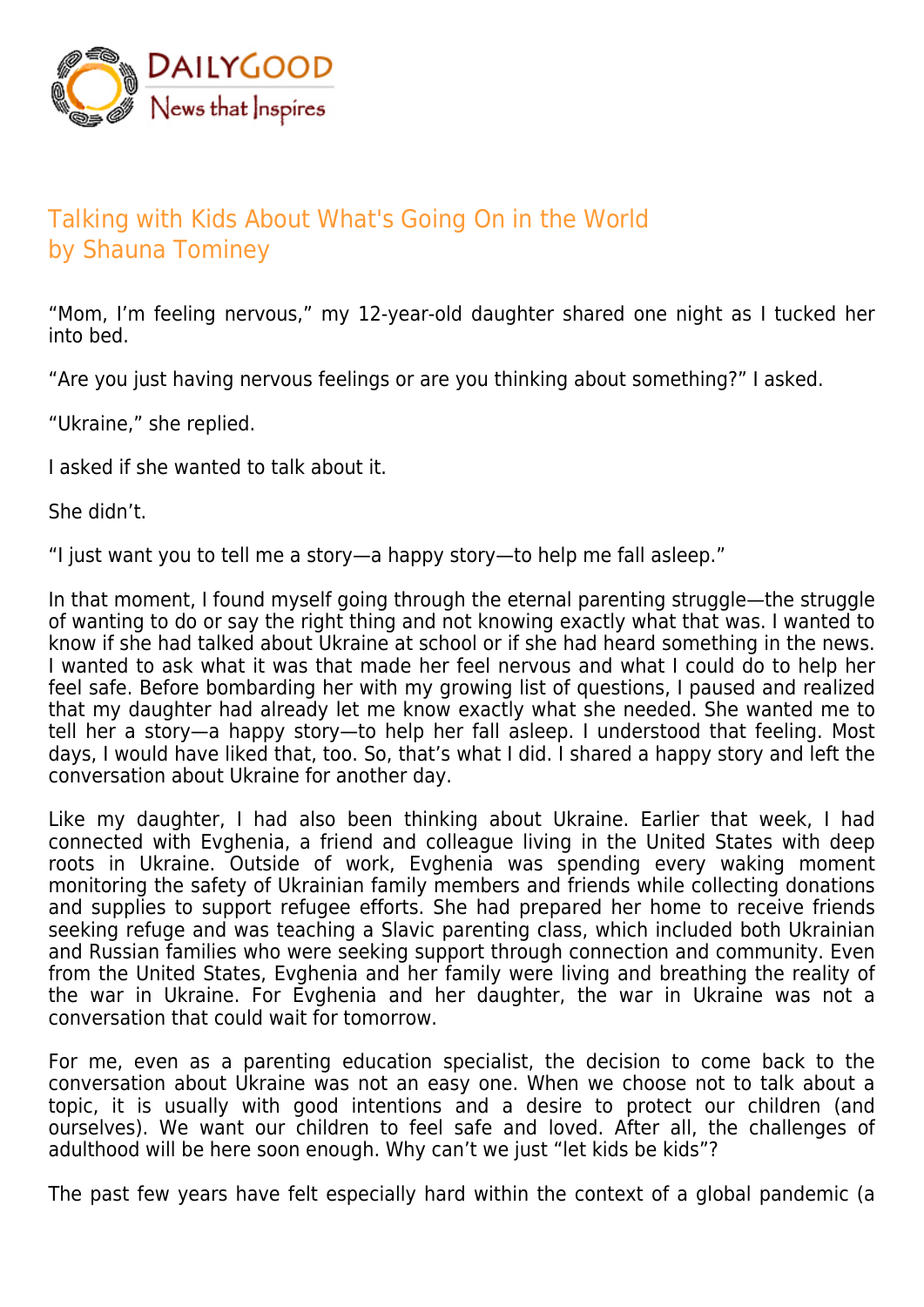# Talking with Kids About What's Going On in the World
by Shauna Tominey

"Mom, I'm feeling nervous," my 12-year-old daughter shared one night as I tucked her into bed.

"Are you just having nervous feelings or are you thinking about something?" I asked.

"Ukraine," she replied.

I asked if she wanted to talk about it.

She didn't.

"I just want you to tell me a story—a happy story—to help me fall asleep."

In that moment, I found myself going through the eternal parenting struggle—the struggle of wanting to do or say the right thing and not knowing exactly what that was. I wanted to know if she had talked about Ukraine at school or if she had heard something in the news. I wanted to ask what it was that made her feel nervous and what I could do to help her feel safe. Before bombarding her with my growing list of questions, I paused and realized that my daughter had already let me know exactly what she needed. She wanted me to tell her a story—a happy story—to help her fall asleep. I understood that feeling. Most days, I would have liked that, too. So, that's what I did. I shared a happy story and left the conversation about Ukraine for another day.

Like my daughter, I had also been thinking about Ukraine. Earlier that week, I had connected with Evghenia, a friend and colleague living in the United States with deep roots in Ukraine. Outside of work, Evghenia was spending every waking moment monitoring the safety of Ukrainian family members and friends while collecting donations and supplies to support refugee efforts. She had prepared her home to receive friends seeking refuge and was teaching a Slavic parenting class, which included both Ukrainian and Russian families who were seeking support through connection and community. Even from the United States, Evghenia and her family were living and breathing the reality of the war in Ukraine. For Evghenia and her daughter, the war in Ukraine was not a conversation that could wait for tomorrow.

For me, even as a parenting education specialist, the decision to come back to the conversation about Ukraine was not an easy one. When we choose not to talk about a topic, it is usually with good intentions and a desire to protect our children (and ourselves). We want our children to feel safe and loved. After all, the challenges of adulthood will be here soon enough. Why can't we just "let kids be kids"?

The past few years have felt especially hard within the context of a global pandemic (a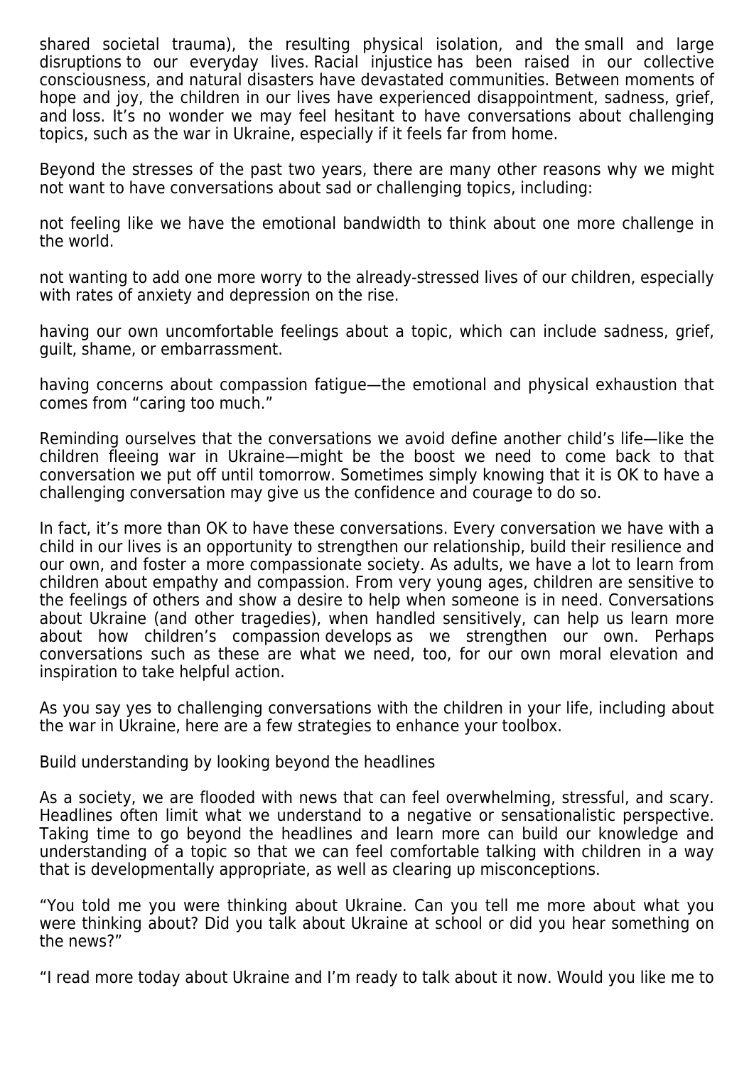shared societal trauma), the resulting physical isolation, and the small and large disruptions to our everyday lives. Racial injustice has been raised in our collective consciousness, and natural disasters have devastated communities. Between moments of hope and joy, the children in our lives have experienced disappointment, sadness, grief, and loss. It's no wonder we may feel hesitant to have conversations about challenging topics, such as the war in Ukraine, especially if it feels far from home.

Beyond the stresses of the past two years, there are many other reasons why we might not want to have conversations about sad or challenging topics, including:

not feeling like we have the emotional bandwidth to think about one more challenge in the world.

not wanting to add one more worry to the already-stressed lives of our children, especially with rates of anxiety and depression on the rise.

having our own uncomfortable feelings about a topic, which can include sadness, grief, guilt, shame, or embarrassment.

having concerns about compassion fatigue—the emotional and physical exhaustion that comes from "caring too much."

Reminding ourselves that the conversations we avoid define another child's life—like the children fleeing war in Ukraine—might be the boost we need to come back to that conversation we put off until tomorrow. Sometimes simply knowing that it is OK to have a challenging conversation may give us the confidence and courage to do so.

In fact, it's more than OK to have these conversations. Every conversation we have with a child in our lives is an opportunity to strengthen our relationship, build their resilience and our own, and foster a more compassionate society. As adults, we have a lot to learn from children about empathy and compassion. From very young ages, children are sensitive to the feelings of others and show a desire to help when someone is in need. Conversations about Ukraine (and other tragedies), when handled sensitively, can help us learn more about how children's compassion develops as we strengthen our own. Perhaps conversations such as these are what we need, too, for our own moral elevation and inspiration to take helpful action.

As you say yes to challenging conversations with the children in your life, including about the war in Ukraine, here are a few strategies to enhance your toolbox.

## Build understanding by looking beyond the headlines

As a society, we are flooded with news that can feel overwhelming, stressful, and scary. Headlines often limit what we understand to a negative or sensationalistic perspective. Taking time to go beyond the headlines and learn more can build our knowledge and understanding of a topic so that we can feel comfortable talking with children in a way that is developmentally appropriate, as well as clearing up misconceptions.

"You told me you were thinking about Ukraine. Can you tell me more about what you were thinking about? Did you talk about Ukraine at school or did you hear something on the news?"

"I read more today about Ukraine and I'm ready to talk about it now. Would you like me to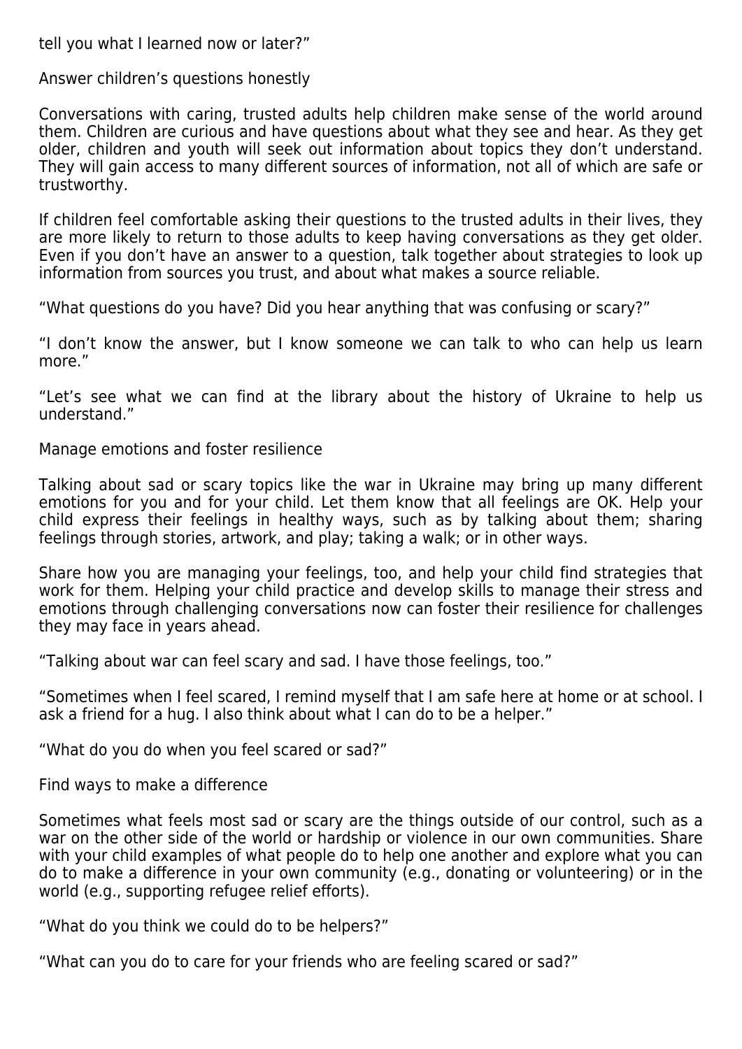tell you what I learned now or later?"

## Answer children's questions honestly

Conversations with caring, trusted adults help children make sense of the world around them. Children are curious and have questions about what they see and hear. As they get older, children and youth will seek out information about topics they don't understand. They will gain access to many different sources of information, not all of which are safe or trustworthy.

If children feel comfortable asking their questions to the trusted adults in their lives, they are more likely to return to those adults to keep having conversations as they get older. Even if you don't have an answer to a question, talk together about strategies to look up information from sources you trust, and about what makes a source reliable.

"What questions do you have? Did you hear anything that was confusing or scary?"

"I don't know the answer, but I know someone we can talk to who can help us learn more."

"Let's see what we can find at the library about the history of Ukraine to help us understand."

## Manage emotions and foster resilience

Talking about sad or scary topics like the war in Ukraine may bring up many different emotions for you and for your child. Let them know that all feelings are OK. Help your child express their feelings in healthy ways, such as by talking about them; sharing feelings through stories, artwork, and play; taking a walk; or in other ways.

Share how you are managing your feelings, too, and help your child find strategies that work for them. Helping your child practice and develop skills to manage their stress and emotions through challenging conversations now can foster their resilience for challenges they may face in years ahead.

"Talking about war can feel scary and sad. I have those feelings, too."

"Sometimes when I feel scared, I remind myself that I am safe here at home or at school. I ask a friend for a hug. I also think about what I can do to be a helper."

"What do you do when you feel scared or sad?"

## Find ways to make a difference

Sometimes what feels most sad or scary are the things outside of our control, such as a war on the other side of the world or hardship or violence in our own communities. Share with your child examples of what people do to help one another and explore what you can do to make a difference in your own community (e.g., donating or volunteering) or in the world (e.g., supporting refugee relief efforts).

"What do you think we could do to be helpers?"

"What can you do to care for your friends who are feeling scared or sad?"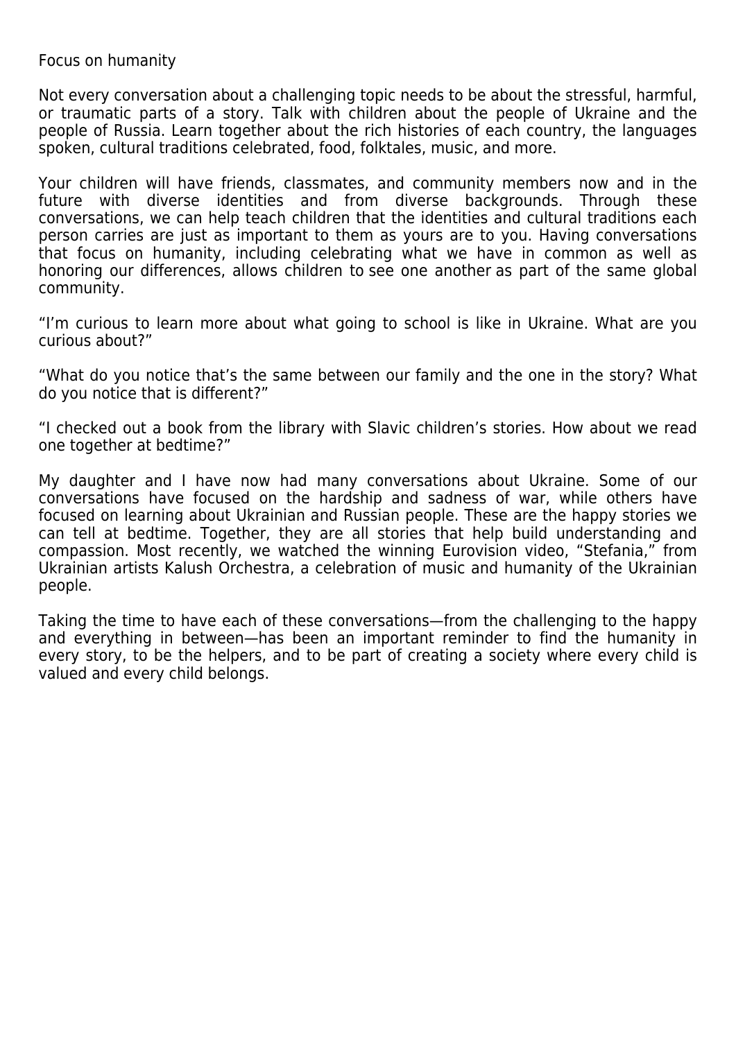## Focus on humanity

Not every conversation about a challenging topic needs to be about the stressful, harmful, or traumatic parts of a story. Talk with children about the people of Ukraine and the people of Russia. Learn together about the rich histories of each country, the languages spoken, cultural traditions celebrated, food, folktales, music, and more.

Your children will have friends, classmates, and community members now and in the future with diverse identities and from diverse backgrounds. Through these conversations, we can help teach children that the identities and cultural traditions each person carries are just as important to them as yours are to you. Having conversations that focus on humanity, including celebrating what we have in common as well as honoring our differences, allows children to see one another as part of the same global community.

“I’m curious to learn more about what going to school is like in Ukraine. What are you curious about?”

“What do you notice that’s the same between our family and the one in the story? What do you notice that is different?”

“I checked out a book from the library with Slavic children’s stories. How about we read one together at bedtime?”

My daughter and I have now had many conversations about Ukraine. Some of our conversations have focused on the hardship and sadness of war, while others have focused on learning about Ukrainian and Russian people. These are the happy stories we can tell at bedtime. Together, they are all stories that help build understanding and compassion. Most recently, we watched the winning Eurovision video, “Stefania,” from Ukrainian artists Kalush Orchestra, a celebration of music and humanity of the Ukrainian people.

Taking the time to have each of these conversations—from the challenging to the happy and everything in between—has been an important reminder to find the humanity in every story, to be the helpers, and to be part of creating a society where every child is valued and every child belongs.